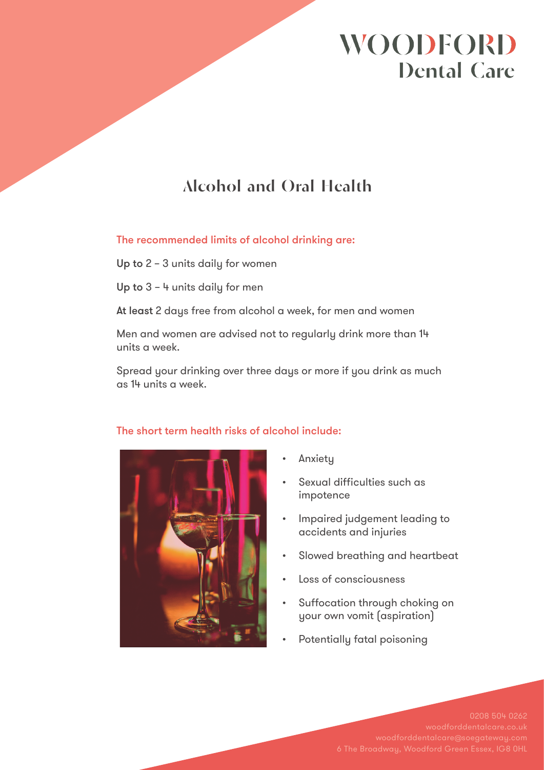# WOODFORD Dental Care

## Alcohol and Oral Health

### The recommended limits of alcohol drinking are:

**Up to** 2 – 3 units daily for women

**Up to** 3 – 4 units daily for men

**At least** 2 days free from alcohol a week, for men and women

Men and women are advised not to regularly drink more than 14 units a week.

Spread your drinking over three days or more if you drink as much as 14 units a week.

### The short term health risks of alcohol include:

- Anxiety
- Sexual difficulties such as impotence
- Impaired judgement leading to accidents and injuries
- Slowed breathing and heartbeat
- Loss of consciousness
- Suffocation through choking on your own vomit (aspiration)
- Potentially fatal poisoning

0208 504 0262
woodforddentalcare.co.uk
woodforddentalcare@soegateway.com
6 The Broadway, Woodford Green Essex, IG8 0HL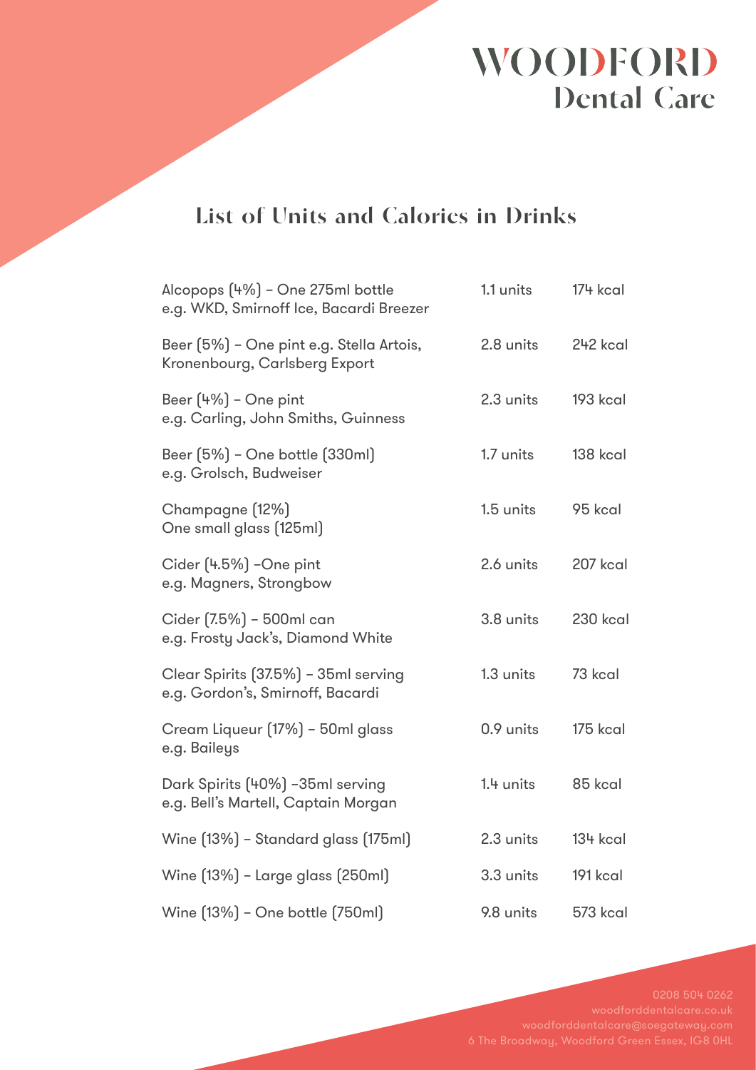WOODFORD
Dental Care

## List of Units and Calories in Drinks

| Drink | Units | Calories |
|---|---|---|
| Alcopops (4%) – One 275ml bottle e.g. WKD, Smirnoff Ice, Bacardi Breezer | 1.1 units | 174 kcal |
| Beer (5%) – One pint e.g. Stella Artois, Kronenbourg, Carlsberg Export | 2.8 units | 242 kcal |
| Beer (4%) – One pint e.g. Carling, John Smiths, Guinness | 2.3 units | 193 kcal |
| Beer (5%) – One bottle (330ml) e.g. Grolsch, Budweiser | 1.7 units | 138 kcal |
| Champagne (12%) One small glass (125ml) | 1.5 units | 95 kcal |
| Cider (4.5%) –One pint e.g. Magners, Strongbow | 2.6 units | 207 kcal |
| Cider (7.5%) – 500ml can e.g. Frosty Jack's, Diamond White | 3.8 units | 230 kcal |
| Clear Spirits (37.5%) – 35ml serving e.g. Gordon's, Smirnoff, Bacardi | 1.3 units | 73 kcal |
| Cream Liqueur (17%) – 50ml glass e.g. Baileys | 0.9 units | 175 kcal |
| Dark Spirits (40%) –35ml serving e.g. Bell's Martell, Captain Morgan | 1.4 units | 85 kcal |
| Wine (13%) – Standard glass (175ml) | 2.3 units | 134 kcal |
| Wine (13%) – Large glass (250ml) | 3.3 units | 191 kcal |
| Wine (13%) – One bottle (750ml) | 9.8 units | 573 kcal |

0208 504 0262
woodforddentalcare.co.uk
woodforddentalcare@soegateway.com
6 The Broadway, Woodford Green Essex, IG8 0HL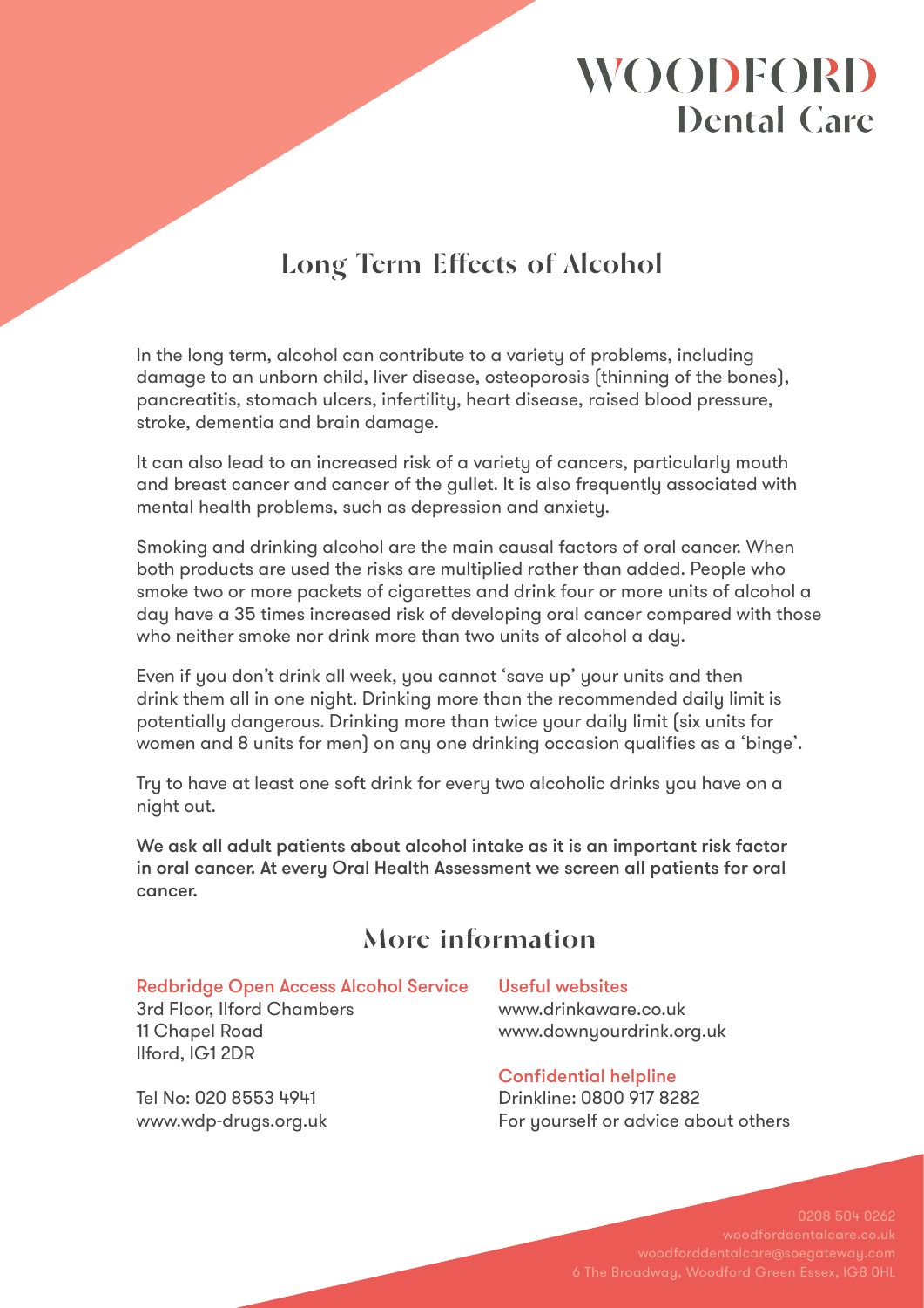WOODFORD
Dental Care

# Long Term Effects of Alcohol

In the long term, alcohol can contribute to a variety of problems, including damage to an unborn child, liver disease, osteoporosis (thinning of the bones), pancreatitis, stomach ulcers, infertility, heart disease, raised blood pressure, stroke, dementia and brain damage.

It can also lead to an increased risk of a variety of cancers, particularly mouth and breast cancer and cancer of the gullet. It is also frequently associated with mental health problems, such as depression and anxiety.

Smoking and drinking alcohol are the main causal factors of oral cancer. When both products are used the risks are multiplied rather than added. People who smoke two or more packets of cigarettes and drink four or more units of alcohol a day have a 35 times increased risk of developing oral cancer compared with those who neither smoke nor drink more than two units of alcohol a day.

Even if you don't drink all week, you cannot 'save up' your units and then drink them all in one night. Drinking more than the recommended daily limit is potentially dangerous. Drinking more than twice your daily limit (six units for women and 8 units for men) on any one drinking occasion qualifies as a 'binge'.

Try to have at least one soft drink for every two alcoholic drinks you have on a night out.

**We ask all adult patients about alcohol intake as it is an important risk factor in oral cancer. At every Oral Health Assessment we screen all patients for oral cancer.**

## More information

**Redbridge Open Access Alcohol Service**
3rd Floor, Ilford Chambers
11 Chapel Road
Ilford, IG1 2DR

Tel No: 020 8553 4941
www.wdp-drugs.org.uk

**Useful websites**
www.drinkaware.co.uk
www.downyourdrink.org.uk

**Confidential helpline**
Drinkline: 0800 917 8282
For yourself or advice about others

0208 504 0262
woodforddentalcare.co.uk
woodforddentalcare@soegateway.com
6 The Broadway, Woodford Green Essex, IG8 0HL